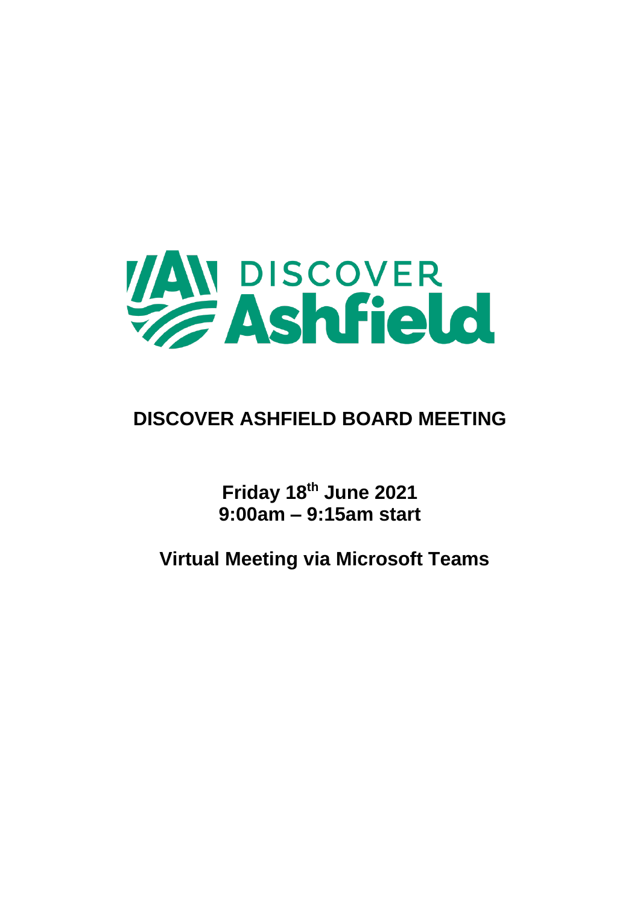DISCOVER Ashfield

# DISCOVER ASHFIELD BOARD MEETING

**Friday 18th June 2021**
**9:00am – 9:15am start**

**Virtual Meeting via Microsoft Teams**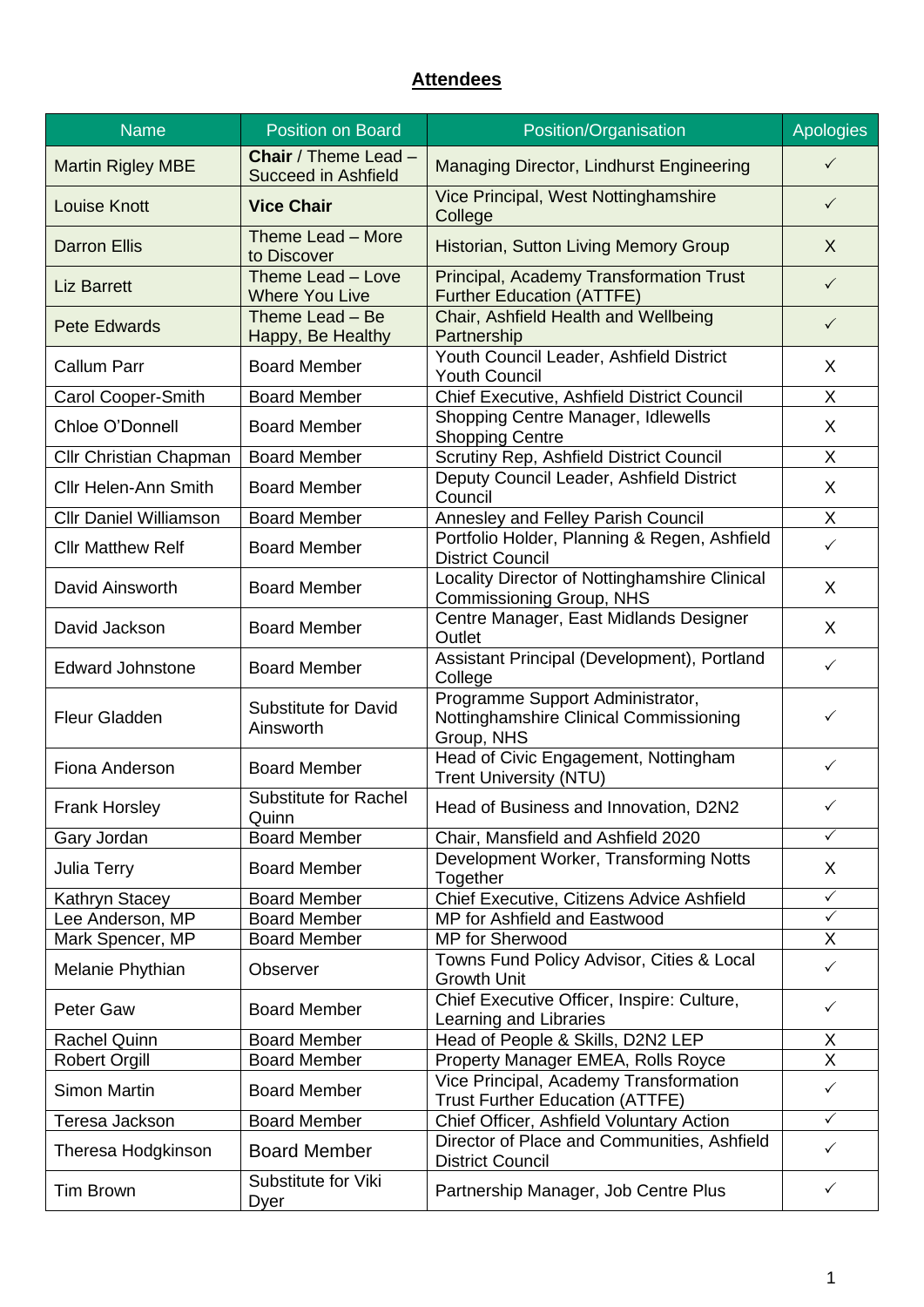## Attendees

| Name | Position on Board | Position/Organisation | Apologies |
|---|---|---|---|
| Martin Rigley MBE | **Chair** / Theme Lead – Succeed in Ashfield | Managing Director, Lindhurst Engineering | ✓ |
| Louise Knott | **Vice Chair** | Vice Principal, West Nottinghamshire College | ✓ |
| Darron Ellis | Theme Lead – More to Discover | Historian, Sutton Living Memory Group | X |
| Liz Barrett | Theme Lead – Love Where You Live | Principal, Academy Transformation Trust Further Education (ATTFE) | ✓ |
| Pete Edwards | Theme Lead – Be Happy, Be Healthy | Chair, Ashfield Health and Wellbeing Partnership | ✓ |
| Callum Parr | Board Member | Youth Council Leader, Ashfield District Youth Council | X |
| Carol Cooper-Smith | Board Member | Chief Executive, Ashfield District Council | X |
| Chloe O'Donnell | Board Member | Shopping Centre Manager, Idlewells Shopping Centre | X |
| Cllr Christian Chapman | Board Member | Scrutiny Rep, Ashfield District Council | X |
| Cllr Helen-Ann Smith | Board Member | Deputy Council Leader, Ashfield District Council | X |
| Cllr Daniel Williamson | Board Member | Annesley and Felley Parish Council | X |
| Cllr Matthew Relf | Board Member | Portfolio Holder, Planning & Regen, Ashfield District Council | ✓ |
| David Ainsworth | Board Member | Locality Director of Nottinghamshire Clinical Commissioning Group, NHS | X |
| David Jackson | Board Member | Centre Manager, East Midlands Designer Outlet | X |
| Edward Johnstone | Board Member | Assistant Principal (Development), Portland College | ✓ |
| Fleur Gladden | Substitute for David Ainsworth | Programme Support Administrator, Nottinghamshire Clinical Commissioning Group, NHS | ✓ |
| Fiona Anderson | Board Member | Head of Civic Engagement, Nottingham Trent University (NTU) | ✓ |
| Frank Horsley | Substitute for Rachel Quinn | Head of Business and Innovation, D2N2 | ✓ |
| Gary Jordan | Board Member | Chair, Mansfield and Ashfield 2020 | ✓ |
| Julia Terry | Board Member | Development Worker, Transforming Notts Together | X |
| Kathryn Stacey | Board Member | Chief Executive, Citizens Advice Ashfield | ✓ |
| Lee Anderson, MP | Board Member | MP for Ashfield and Eastwood | ✓ |
| Mark Spencer, MP | Board Member | MP for Sherwood | X |
| Melanie Phythian | Observer | Towns Fund Policy Advisor, Cities & Local Growth Unit | ✓ |
| Peter Gaw | Board Member | Chief Executive Officer, Inspire: Culture, Learning and Libraries | ✓ |
| Rachel Quinn | Board Member | Head of People & Skills, D2N2 LEP | X |
| Robert Orgill | Board Member | Property Manager EMEA, Rolls Royce | X |
| Simon Martin | Board Member | Vice Principal, Academy Transformation Trust Further Education (ATTFE) | ✓ |
| Teresa Jackson | Board Member | Chief Officer, Ashfield Voluntary Action | ✓ |
| Theresa Hodgkinson | Board Member | Director of Place and Communities, Ashfield District Council | ✓ |
| Tim Brown | Substitute for Viki Dyer | Partnership Manager, Job Centre Plus | ✓ |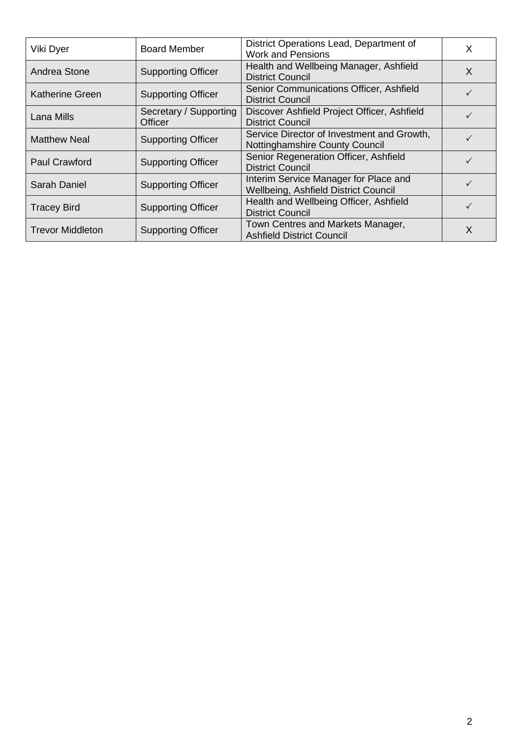| | | | |
|---|---|---|---|
| Viki Dyer | Board Member | District Operations Lead, Department of Work and Pensions | X |
| Andrea Stone | Supporting Officer | Health and Wellbeing Manager, Ashfield District Council | X |
| Katherine Green | Supporting Officer | Senior Communications Officer, Ashfield District Council | ✓ |
| Lana Mills | Secretary / Supporting Officer | Discover Ashfield Project Officer, Ashfield District Council | ✓ |
| Matthew Neal | Supporting Officer | Service Director of Investment and Growth, Nottinghamshire County Council | ✓ |
| Paul Crawford | Supporting Officer | Senior Regeneration Officer, Ashfield District Council | ✓ |
| Sarah Daniel | Supporting Officer | Interim Service Manager for Place and Wellbeing, Ashfield District Council | ✓ |
| Tracey Bird | Supporting Officer | Health and Wellbeing Officer, Ashfield District Council | ✓ |
| Trevor Middleton | Supporting Officer | Town Centres and Markets Manager, Ashfield District Council | X |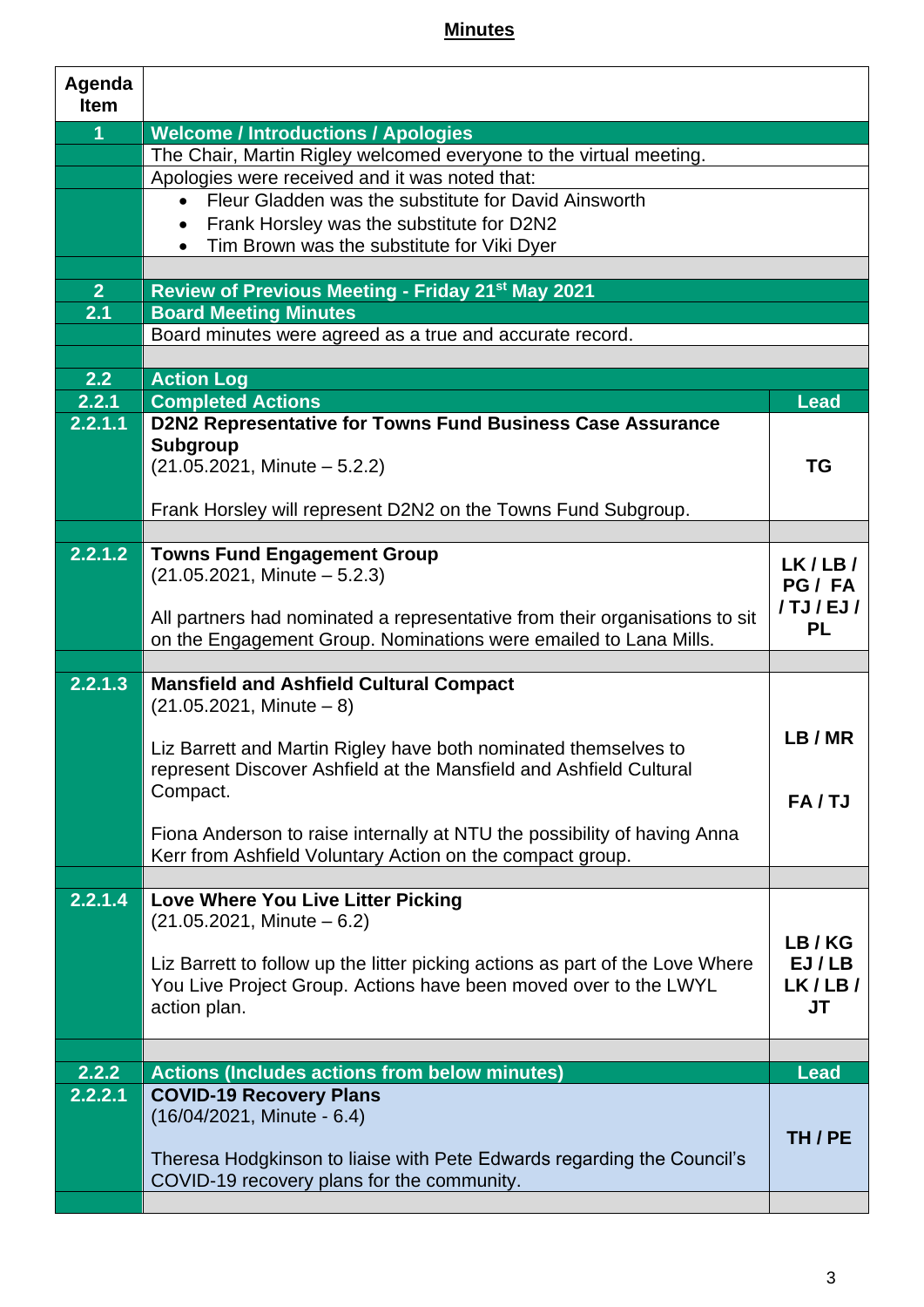**Minutes**

| Agenda Item | | |
|---|---|---|
| **1** | **Welcome / Introductions / Apologies** | |
| | The Chair, Martin Rigley welcomed everyone to the virtual meeting. | |
| | Apologies were received and it was noted that:<br>• Fleur Gladden was the substitute for David Ainsworth<br>• Frank Horsley was the substitute for D2N2<br>• Tim Brown was the substitute for Viki Dyer | |
| | | |
| **2** | **Review of Previous Meeting - Friday 21st May 2021** | |
| **2.1** | **Board Meeting Minutes** | |
| | Board minutes were agreed as a true and accurate record. | |
| | | |
| **2.2** | **Action Log** | |
| **2.2.1** | **Completed Actions** | **Lead** |
| **2.2.1.1** | **D2N2 Representative for Towns Fund Business Case Assurance Subgroup**<br>(21.05.2021, Minute – 5.2.2)<br><br>Frank Horsley will represent D2N2 on the Towns Fund Subgroup. | **TG** |
| | | |
| **2.2.1.2** | **Towns Fund Engagement Group**<br>(21.05.2021, Minute – 5.2.3)<br><br>All partners had nominated a representative from their organisations to sit on the Engagement Group. Nominations were emailed to Lana Mills. | **LK / LB / PG / FA / TJ / EJ / PL** |
| | | |
| **2.2.1.3** | **Mansfield and Ashfield Cultural Compact**<br>(21.05.2021, Minute – 8)<br><br>Liz Barrett and Martin Rigley have both nominated themselves to represent Discover Ashfield at the Mansfield and Ashfield Cultural Compact.<br><br>Fiona Anderson to raise internally at NTU the possibility of having Anna Kerr from Ashfield Voluntary Action on the compact group. | **LB / MR**<br><br>**FA / TJ** |
| | | |
| **2.2.1.4** | **Love Where You Live Litter Picking**<br>(21.05.2021, Minute – 6.2)<br><br>Liz Barrett to follow up the litter picking actions as part of the Love Where You Live Project Group. Actions have been moved over to the LWYL action plan. | **LB / KG EJ / LB LK / LB / JT** |
| | | |
| **2.2.2** | **Actions (Includes actions from below minutes)** | **Lead** |
| **2.2.2.1** | **COVID-19 Recovery Plans**<br>(16/04/2021, Minute - 6.4)<br><br>Theresa Hodgkinson to liaise with Pete Edwards regarding the Council's COVID-19 recovery plans for the community. | **TH / PE** |
| | | |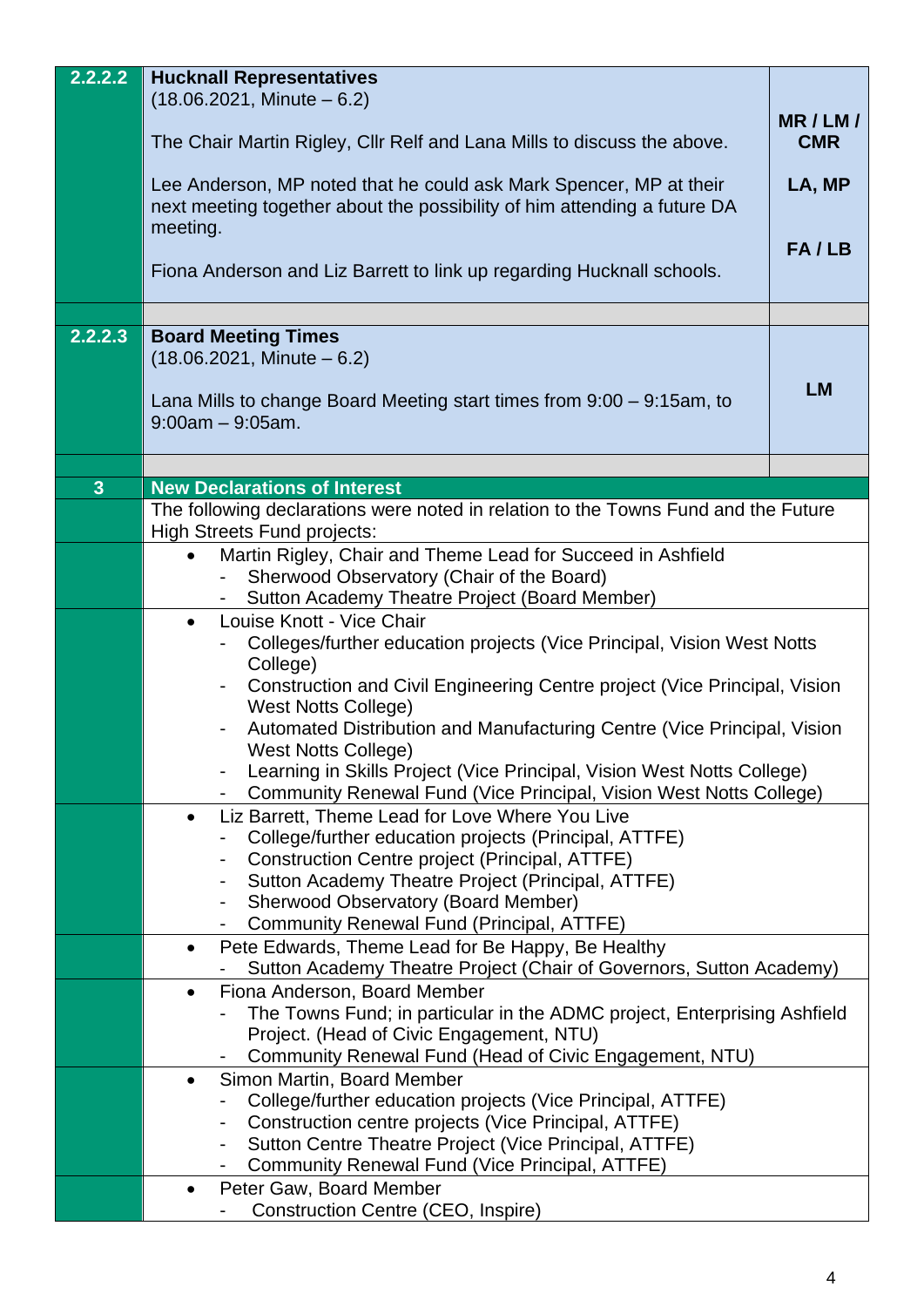| | | |
|---|---|---|
| **2.2.2.2** | **Hucknall Representatives**<br>(18.06.2021, Minute – 6.2)<br><br>The Chair Martin Rigley, Cllr Relf and Lana Mills to discuss the above.<br><br>Lee Anderson, MP noted that he could ask Mark Spencer, MP at their next meeting together about the possibility of him attending a future DA meeting.<br><br>Fiona Anderson and Liz Barrett to link up regarding Hucknall schools. | **MR / LM / CMR**<br><br>**LA, MP**<br><br>**FA / LB** |
| | | |
| **2.2.2.3** | **Board Meeting Times**<br>(18.06.2021, Minute – 6.2)<br><br>Lana Mills to change Board Meeting start times from 9:00 – 9:15am, to 9:00am – 9:05am. | **LM** |
| | | |
| **3** | **New Declarations of Interest** | |
| | The following declarations were noted in relation to the Towns Fund and the Future High Streets Fund projects: | |
| | • Martin Rigley, Chair and Theme Lead for Succeed in Ashfield<br>- Sherwood Observatory (Chair of the Board)<br>- Sutton Academy Theatre Project (Board Member) | |
| | • Louise Knott - Vice Chair<br>- Colleges/further education projects (Vice Principal, Vision West Notts College)<br>- Construction and Civil Engineering Centre project (Vice Principal, Vision West Notts College)<br>- Automated Distribution and Manufacturing Centre (Vice Principal, Vision West Notts College)<br>- Learning in Skills Project (Vice Principal, Vision West Notts College)<br>- Community Renewal Fund (Vice Principal, Vision West Notts College) | |
| | • Liz Barrett, Theme Lead for Love Where You Live<br>- College/further education projects (Principal, ATTFE)<br>- Construction Centre project (Principal, ATTFE)<br>- Sutton Academy Theatre Project (Principal, ATTFE)<br>- Sherwood Observatory (Board Member)<br>- Community Renewal Fund (Principal, ATTFE) | |
| | • Pete Edwards, Theme Lead for Be Happy, Be Healthy<br>- Sutton Academy Theatre Project (Chair of Governors, Sutton Academy) | |
| | • Fiona Anderson, Board Member<br>- The Towns Fund; in particular in the ADMC project, Enterprising Ashfield Project. (Head of Civic Engagement, NTU)<br>- Community Renewal Fund (Head of Civic Engagement, NTU) | |
| | • Simon Martin, Board Member<br>- College/further education projects (Vice Principal, ATTFE)<br>- Construction centre projects (Vice Principal, ATTFE)<br>- Sutton Centre Theatre Project (Vice Principal, ATTFE)<br>- Community Renewal Fund (Vice Principal, ATTFE) | |
| | • Peter Gaw, Board Member<br>- Construction Centre (CEO, Inspire) | |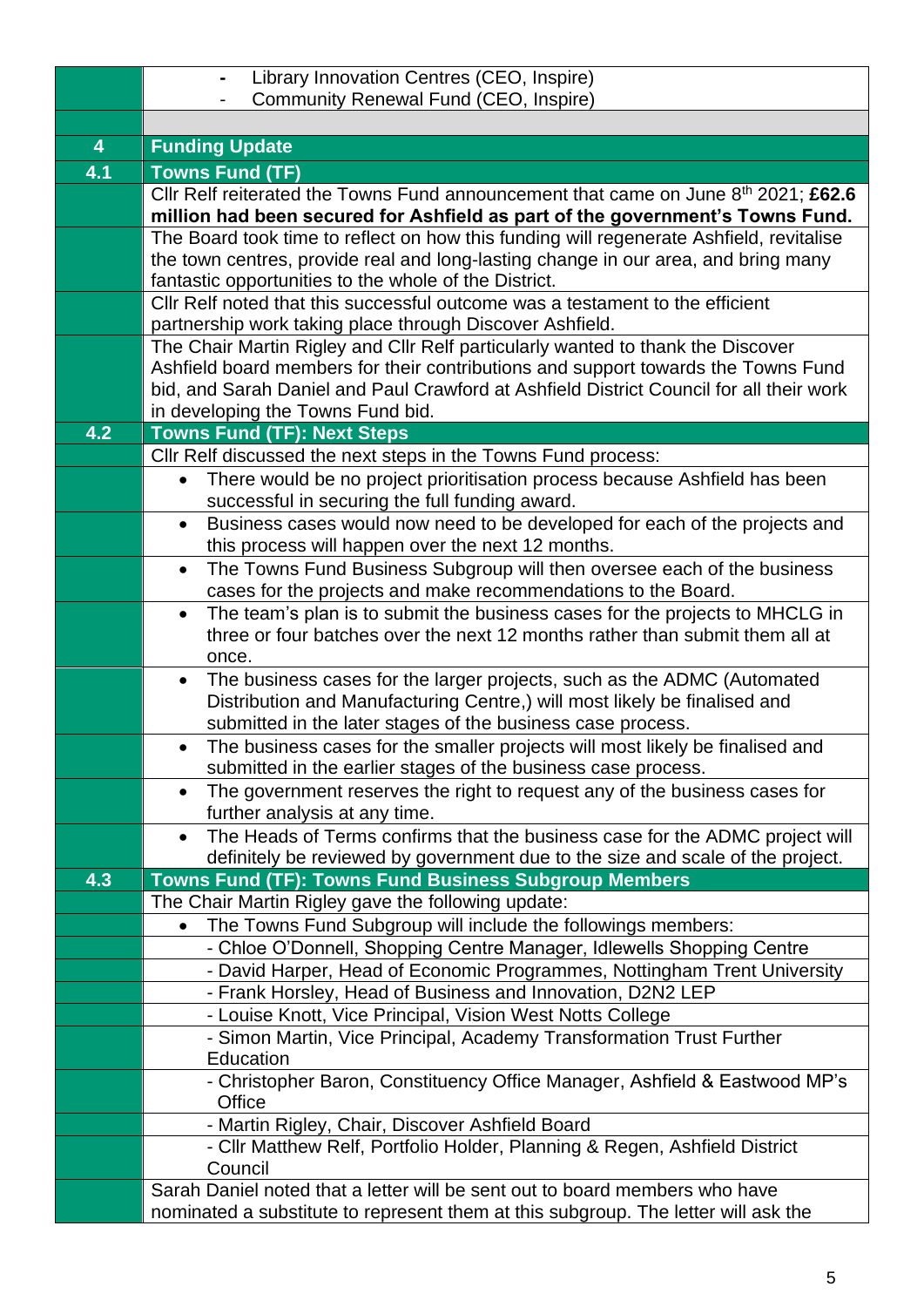| | |
|---|---|
| | - Library Innovation Centres (CEO, Inspire)<br>- Community Renewal Fund (CEO, Inspire) |
| | |
| **4** | **Funding Update** |
| **4.1** | **Towns Fund (TF)** |
| | Cllr Relf reiterated the Towns Fund announcement that came on June 8th 2021; **£62.6 million had been secured for Ashfield as part of the government's Towns Fund.** |
| | The Board took time to reflect on how this funding will regenerate Ashfield, revitalise the town centres, provide real and long-lasting change in our area, and bring many fantastic opportunities to the whole of the District. |
| | Cllr Relf noted that this successful outcome was a testament to the efficient partnership work taking place through Discover Ashfield. |
| | The Chair Martin Rigley and Cllr Relf particularly wanted to thank the Discover Ashfield board members for their contributions and support towards the Towns Fund bid, and Sarah Daniel and Paul Crawford at Ashfield District Council for all their work in developing the Towns Fund bid. |
| **4.2** | **Towns Fund (TF): Next Steps** |
| | Cllr Relf discussed the next steps in the Towns Fund process: |
| | • There would be no project prioritisation process because Ashfield has been successful in securing the full funding award. |
| | • Business cases would now need to be developed for each of the projects and this process will happen over the next 12 months. |
| | • The Towns Fund Business Subgroup will then oversee each of the business cases for the projects and make recommendations to the Board. |
| | • The team's plan is to submit the business cases for the projects to MHCLG in three or four batches over the next 12 months rather than submit them all at once. |
| | • The business cases for the larger projects, such as the ADMC (Automated Distribution and Manufacturing Centre,) will most likely be finalised and submitted in the later stages of the business case process. |
| | • The business cases for the smaller projects will most likely be finalised and submitted in the earlier stages of the business case process. |
| | • The government reserves the right to request any of the business cases for further analysis at any time. |
| | • The Heads of Terms confirms that the business case for the ADMC project will definitely be reviewed by government due to the size and scale of the project. |
| **4.3** | **Towns Fund (TF): Towns Fund Business Subgroup Members** |
| | The Chair Martin Rigley gave the following update: |
| | • The Towns Fund Subgroup will include the followings members: |
| | - Chloe O'Donnell, Shopping Centre Manager, Idlewells Shopping Centre |
| | - David Harper, Head of Economic Programmes, Nottingham Trent University |
| | - Frank Horsley, Head of Business and Innovation, D2N2 LEP |
| | - Louise Knott, Vice Principal, Vision West Notts College |
| | - Simon Martin, Vice Principal, Academy Transformation Trust Further Education |
| | - Christopher Baron, Constituency Office Manager, Ashfield & Eastwood MP's Office |
| | - Martin Rigley, Chair, Discover Ashfield Board |
| | - Cllr Matthew Relf, Portfolio Holder, Planning & Regen, Ashfield District Council |
| | Sarah Daniel noted that a letter will be sent out to board members who have nominated a substitute to represent them at this subgroup. The letter will ask the |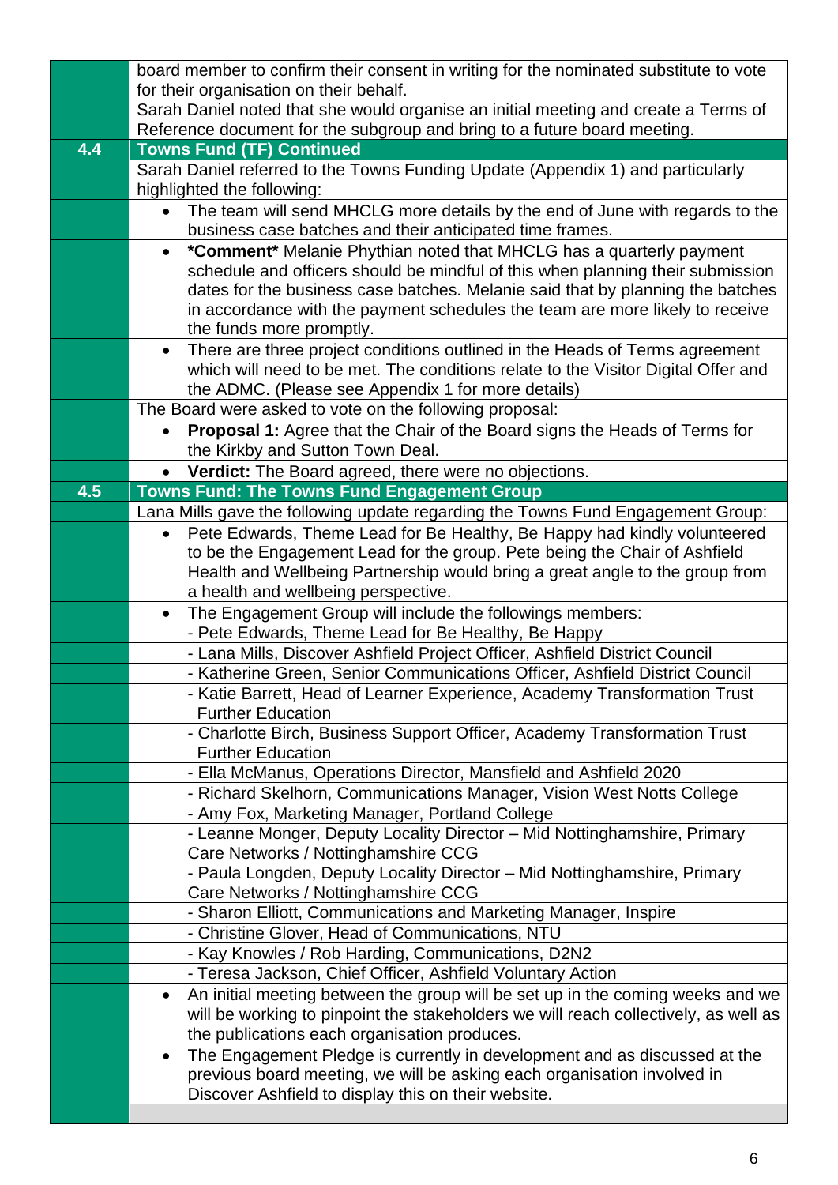| | |
|---|---|
| | board member to confirm their consent in writing for the nominated substitute to vote for their organisation on their behalf. |
| | Sarah Daniel noted that she would organise an initial meeting and create a Terms of Reference document for the subgroup and bring to a future board meeting. |
| **4.4** | **Towns Fund (TF) Continued** |
| | Sarah Daniel referred to the Towns Funding Update (Appendix 1) and particularly highlighted the following: |
| | • The team will send MHCLG more details by the end of June with regards to the business case batches and their anticipated time frames. |
| | • ***Comment*** Melanie Phythian noted that MHCLG has a quarterly payment schedule and officers should be mindful of this when planning their submission dates for the business case batches. Melanie said that by planning the batches in accordance with the payment schedules the team are more likely to receive the funds more promptly. |
| | • There are three project conditions outlined in the Heads of Terms agreement which will need to be met. The conditions relate to the Visitor Digital Offer and the ADMC. (Please see Appendix 1 for more details) |
| | The Board were asked to vote on the following proposal: |
| | • **Proposal 1:** Agree that the Chair of the Board signs the Heads of Terms for the Kirkby and Sutton Town Deal. |
| | • **Verdict:** The Board agreed, there were no objections. |
| **4.5** | **Towns Fund: The Towns Fund Engagement Group** |
| | Lana Mills gave the following update regarding the Towns Fund Engagement Group: |
| | • Pete Edwards, Theme Lead for Be Healthy, Be Happy had kindly volunteered to be the Engagement Lead for the group. Pete being the Chair of Ashfield Health and Wellbeing Partnership would bring a great angle to the group from a health and wellbeing perspective. |
| | • The Engagement Group will include the followings members: |
| | - Pete Edwards, Theme Lead for Be Healthy, Be Happy |
| | - Lana Mills, Discover Ashfield Project Officer, Ashfield District Council |
| | - Katherine Green, Senior Communications Officer, Ashfield District Council |
| | - Katie Barrett, Head of Learner Experience, Academy Transformation Trust Further Education |
| | - Charlotte Birch, Business Support Officer, Academy Transformation Trust Further Education |
| | - Ella McManus, Operations Director, Mansfield and Ashfield 2020 |
| | - Richard Skelhorn, Communications Manager, Vision West Notts College |
| | - Amy Fox, Marketing Manager, Portland College |
| | - Leanne Monger, Deputy Locality Director – Mid Nottinghamshire, Primary Care Networks / Nottinghamshire CCG |
| | - Paula Longden, Deputy Locality Director – Mid Nottinghamshire, Primary Care Networks / Nottinghamshire CCG |
| | - Sharon Elliott, Communications and Marketing Manager, Inspire |
| | - Christine Glover, Head of Communications, NTU |
| | - Kay Knowles / Rob Harding, Communications, D2N2 |
| | - Teresa Jackson, Chief Officer, Ashfield Voluntary Action |
| | • An initial meeting between the group will be set up in the coming weeks and we will be working to pinpoint the stakeholders we will reach collectively, as well as the publications each organisation produces. |
| | • The Engagement Pledge is currently in development and as discussed at the previous board meeting, we will be asking each organisation involved in Discover Ashfield to display this on their website. |
| | |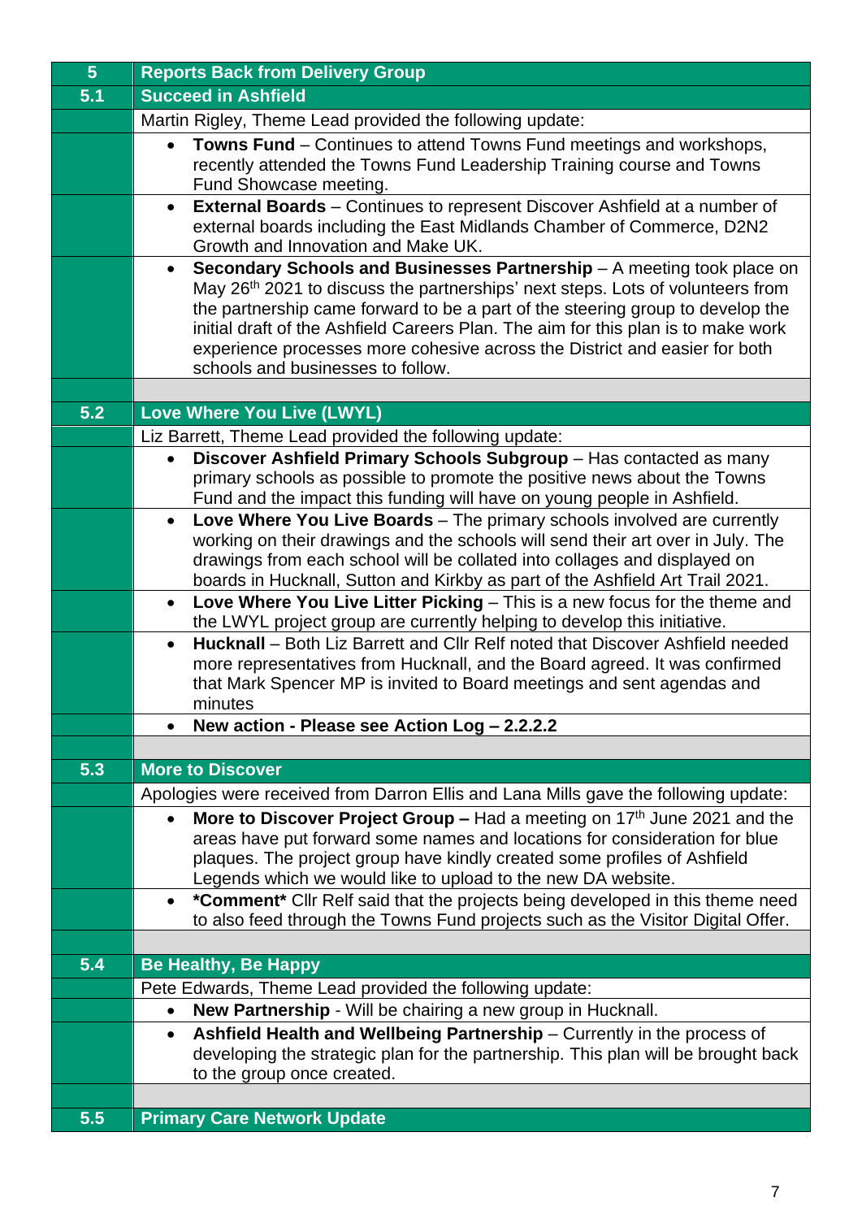| 5 | Reports Back from Delivery Group |
|---|---|
| 5.1 | **Succeed in Ashfield** |
| | Martin Rigley, Theme Lead provided the following update: |
| | • **Towns Fund** – Continues to attend Towns Fund meetings and workshops, recently attended the Towns Fund Leadership Training course and Towns Fund Showcase meeting. |
| | • **External Boards** – Continues to represent Discover Ashfield at a number of external boards including the East Midlands Chamber of Commerce, D2N2 Growth and Innovation and Make UK. |
| | • **Secondary Schools and Businesses Partnership** – A meeting took place on May 26th 2021 to discuss the partnerships' next steps. Lots of volunteers from the partnership came forward to be a part of the steering group to develop the initial draft of the Ashfield Careers Plan. The aim for this plan is to make work experience processes more cohesive across the District and easier for both schools and businesses to follow. |
| | |
| 5.2 | **Love Where You Live (LWYL)** |
| | Liz Barrett, Theme Lead provided the following update: |
| | • **Discover Ashfield Primary Schools Subgroup** – Has contacted as many primary schools as possible to promote the positive news about the Towns Fund and the impact this funding will have on young people in Ashfield. |
| | • **Love Where You Live Boards** – The primary schools involved are currently working on their drawings and the schools will send their art over in July. The drawings from each school will be collated into collages and displayed on boards in Hucknall, Sutton and Kirkby as part of the Ashfield Art Trail 2021. |
| | • **Love Where You Live Litter Picking** – This is a new focus for the theme and the LWYL project group are currently helping to develop this initiative. |
| | • **Hucknall** – Both Liz Barrett and Cllr Relf noted that Discover Ashfield needed more representatives from Hucknall, and the Board agreed. It was confirmed that Mark Spencer MP is invited to Board meetings and sent agendas and minutes |
| | • **New action - Please see Action Log – 2.2.2.2** |
| | |
| 5.3 | **More to Discover** |
| | Apologies were received from Darron Ellis and Lana Mills gave the following update: |
| | • **More to Discover Project Group –** Had a meeting on 17th June 2021 and the areas have put forward some names and locations for consideration for blue plaques. The project group have kindly created some profiles of Ashfield Legends which we would like to upload to the new DA website. |
| | • ***Comment*** Cllr Relf said that the projects being developed in this theme need to also feed through the Towns Fund projects such as the Visitor Digital Offer. |
| | |
| 5.4 | **Be Healthy, Be Happy** |
| | Pete Edwards, Theme Lead provided the following update: |
| | • **New Partnership** - Will be chairing a new group in Hucknall. |
| | • **Ashfield Health and Wellbeing Partnership** – Currently in the process of developing the strategic plan for the partnership. This plan will be brought back to the group once created. |
| | |
| 5.5 | **Primary Care Network Update** |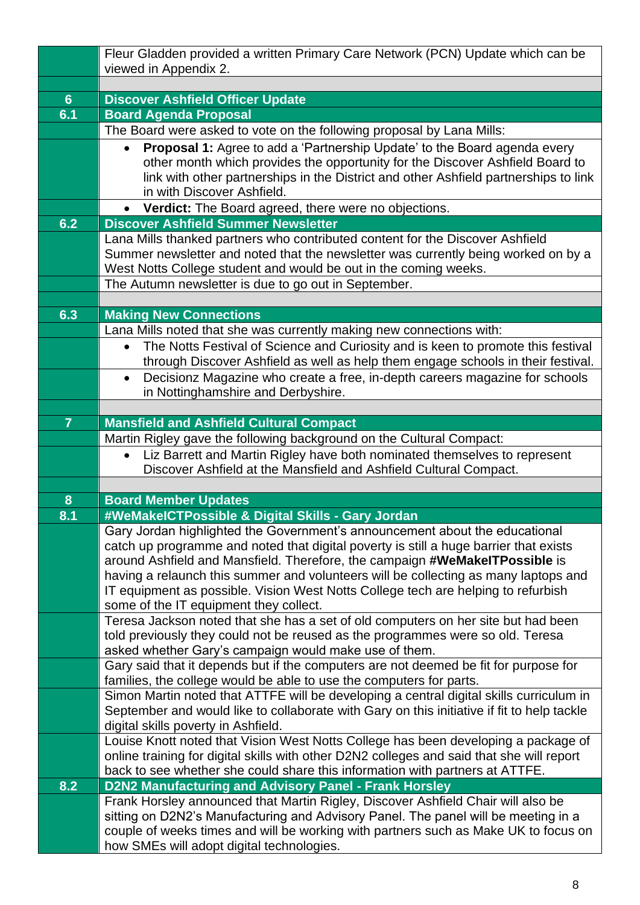| | |
|---|---|
| | Fleur Gladden provided a written Primary Care Network (PCN) Update which can be viewed in Appendix 2. |
| | |
| **6** | **Discover Ashfield Officer Update** |
| **6.1** | **Board Agenda Proposal** |
| | The Board were asked to vote on the following proposal by Lana Mills: |
| | • **Proposal 1:** Agree to add a 'Partnership Update' to the Board agenda every other month which provides the opportunity for the Discover Ashfield Board to link with other partnerships in the District and other Ashfield partnerships to link in with Discover Ashfield. |
| | • **Verdict:** The Board agreed, there were no objections. |
| **6.2** | **Discover Ashfield Summer Newsletter** |
| | Lana Mills thanked partners who contributed content for the Discover Ashfield Summer newsletter and noted that the newsletter was currently being worked on by a West Notts College student and would be out in the coming weeks. |
| | The Autumn newsletter is due to go out in September. |
| | |
| **6.3** | **Making New Connections** |
| | Lana Mills noted that she was currently making new connections with: |
| | • The Notts Festival of Science and Curiosity and is keen to promote this festival through Discover Ashfield as well as help them engage schools in their festival. |
| | • Decisionz Magazine who create a free, in-depth careers magazine for schools in Nottinghamshire and Derbyshire. |
| | |
| **7** | **Mansfield and Ashfield Cultural Compact** |
| | Martin Rigley gave the following background on the Cultural Compact: |
| | • Liz Barrett and Martin Rigley have both nominated themselves to represent Discover Ashfield at the Mansfield and Ashfield Cultural Compact. |
| | |
| **8** | **Board Member Updates** |
| **8.1** | **#WeMakeICTPossible & Digital Skills - Gary Jordan** |
| | Gary Jordan highlighted the Government's announcement about the educational catch up programme and noted that digital poverty is still a huge barrier that exists around Ashfield and Mansfield. Therefore, the campaign **#WeMakeITPossible** is having a relaunch this summer and volunteers will be collecting as many laptops and IT equipment as possible. Vision West Notts College tech are helping to refurbish some of the IT equipment they collect. |
| | Teresa Jackson noted that she has a set of old computers on her site but had been told previously they could not be reused as the programmes were so old. Teresa asked whether Gary's campaign would make use of them. |
| | Gary said that it depends but if the computers are not deemed be fit for purpose for families, the college would be able to use the computers for parts. |
| | Simon Martin noted that ATTFE will be developing a central digital skills curriculum in September and would like to collaborate with Gary on this initiative if fit to help tackle digital skills poverty in Ashfield. |
| | Louise Knott noted that Vision West Notts College has been developing a package of online training for digital skills with other D2N2 colleges and said that she will report back to see whether she could share this information with partners at ATTFE. |
| **8.2** | **D2N2 Manufacturing and Advisory Panel - Frank Horsley** |
| | Frank Horsley announced that Martin Rigley, Discover Ashfield Chair will also be sitting on D2N2's Manufacturing and Advisory Panel. The panel will be meeting in a couple of weeks times and will be working with partners such as Make UK to focus on how SMEs will adopt digital technologies. |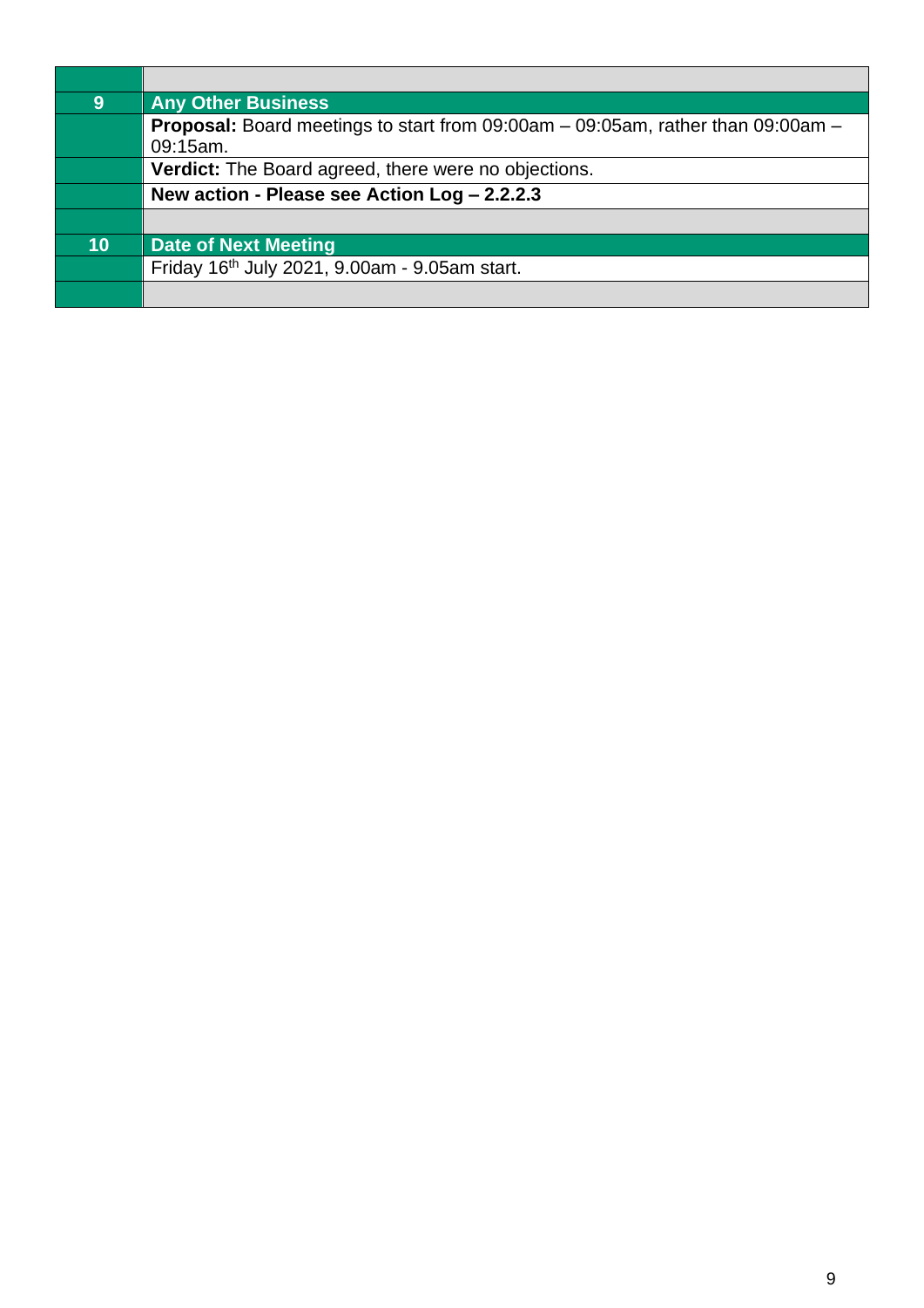| | |
|---|---|
| **9** | **Any Other Business** |
| | **Proposal:** Board meetings to start from 09:00am – 09:05am, rather than 09:00am – 09:15am. |
| | **Verdict:** The Board agreed, there were no objections. |
| | **New action - Please see Action Log – 2.2.2.3** |
| | |
| **10** | **Date of Next Meeting** |
| | Friday 16th July 2021, 9.00am - 9.05am start. |
| | |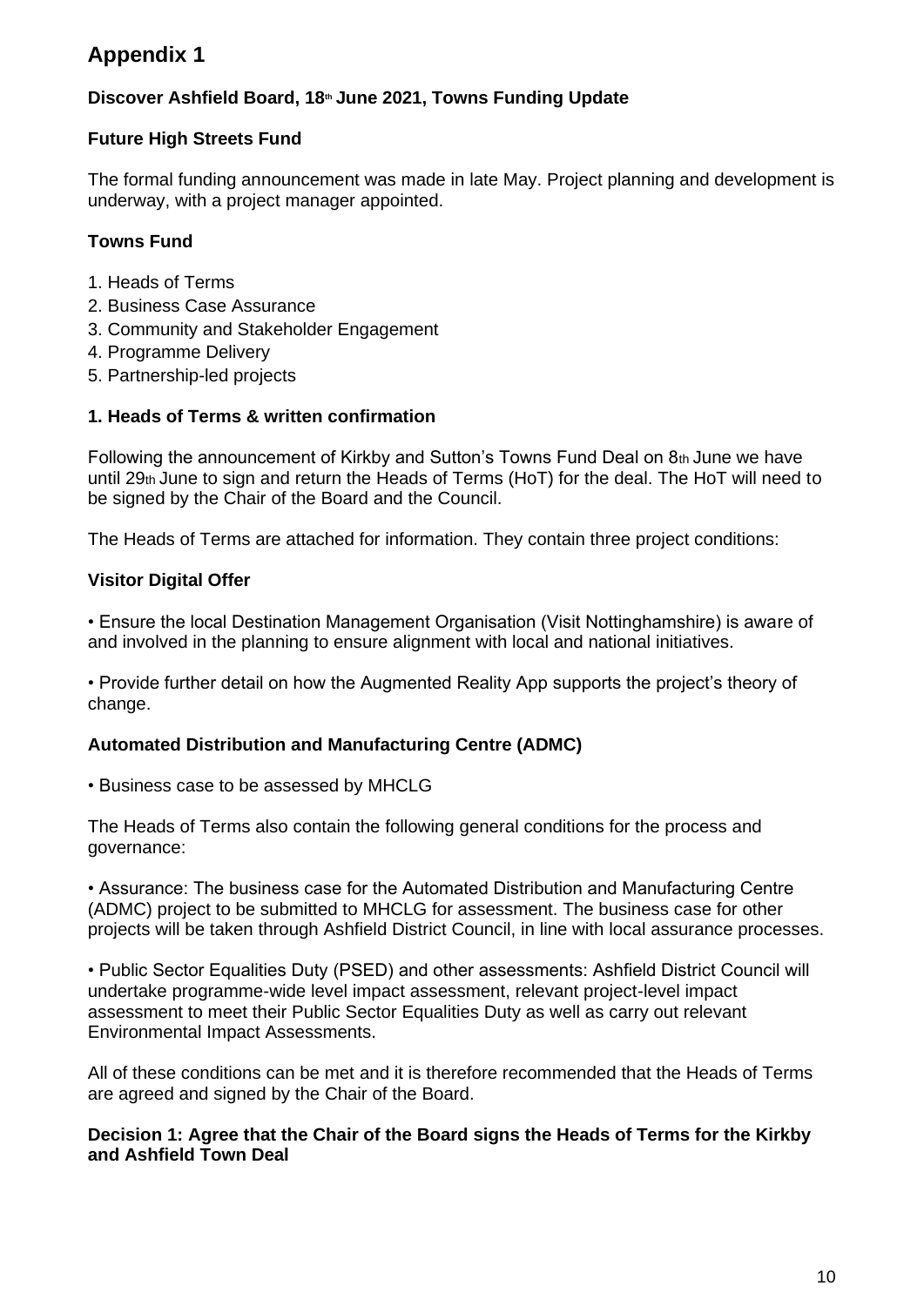# Appendix 1

**Discover Ashfield Board, 18th June 2021, Towns Funding Update**

**Future High Streets Fund**

The formal funding announcement was made in late May. Project planning and development is underway, with a project manager appointed.

**Towns Fund**

1. Heads of Terms
2. Business Case Assurance
3. Community and Stakeholder Engagement
4. Programme Delivery
5. Partnership-led projects

**1. Heads of Terms & written confirmation**

Following the announcement of Kirkby and Sutton's Towns Fund Deal on 8th June we have until 29th June to sign and return the Heads of Terms (HoT) for the deal. The HoT will need to be signed by the Chair of the Board and the Council.

The Heads of Terms are attached for information. They contain three project conditions:

**Visitor Digital Offer**

- Ensure the local Destination Management Organisation (Visit Nottinghamshire) is aware of and involved in the planning to ensure alignment with local and national initiatives.
- Provide further detail on how the Augmented Reality App supports the project's theory of change.

**Automated Distribution and Manufacturing Centre (ADMC)**

- Business case to be assessed by MHCLG

The Heads of Terms also contain the following general conditions for the process and governance:

- Assurance: The business case for the Automated Distribution and Manufacturing Centre (ADMC) project to be submitted to MHCLG for assessment. The business case for other projects will be taken through Ashfield District Council, in line with local assurance processes.
- Public Sector Equalities Duty (PSED) and other assessments: Ashfield District Council will undertake programme-wide level impact assessment, relevant project-level impact assessment to meet their Public Sector Equalities Duty as well as carry out relevant Environmental Impact Assessments.

All of these conditions can be met and it is therefore recommended that the Heads of Terms are agreed and signed by the Chair of the Board.

**Decision 1: Agree that the Chair of the Board signs the Heads of Terms for the Kirkby and Ashfield Town Deal**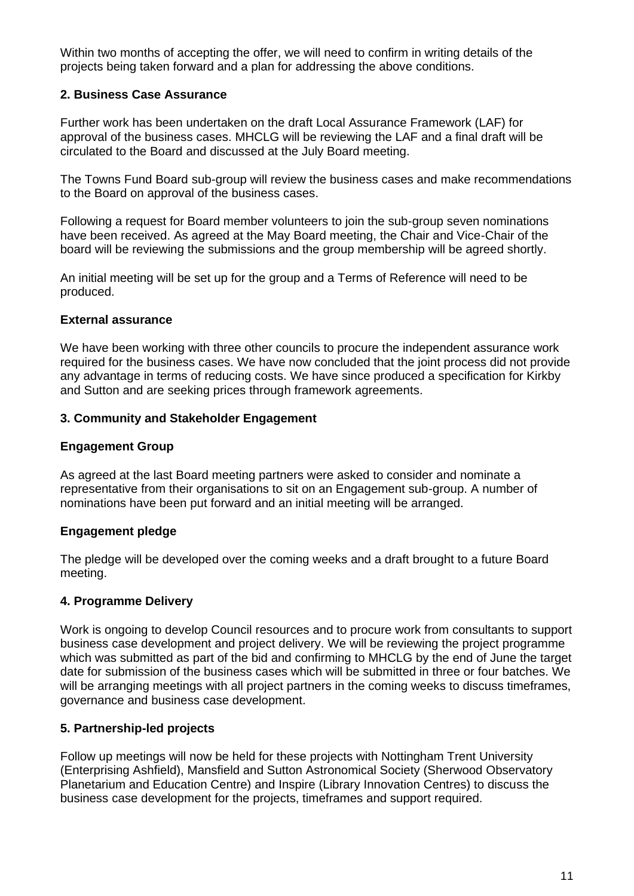Within two months of accepting the offer, we will need to confirm in writing details of the projects being taken forward and a plan for addressing the above conditions.

**2. Business Case Assurance**

Further work has been undertaken on the draft Local Assurance Framework (LAF) for approval of the business cases. MHCLG will be reviewing the LAF and a final draft will be circulated to the Board and discussed at the July Board meeting.

The Towns Fund Board sub-group will review the business cases and make recommendations to the Board on approval of the business cases.

Following a request for Board member volunteers to join the sub-group seven nominations have been received. As agreed at the May Board meeting, the Chair and Vice-Chair of the board will be reviewing the submissions and the group membership will be agreed shortly.

An initial meeting will be set up for the group and a Terms of Reference will need to be produced.

**External assurance**

We have been working with three other councils to procure the independent assurance work required for the business cases. We have now concluded that the joint process did not provide any advantage in terms of reducing costs. We have since produced a specification for Kirkby and Sutton and are seeking prices through framework agreements.

**3. Community and Stakeholder Engagement**

**Engagement Group**

As agreed at the last Board meeting partners were asked to consider and nominate a representative from their organisations to sit on an Engagement sub-group. A number of nominations have been put forward and an initial meeting will be arranged.

**Engagement pledge**

The pledge will be developed over the coming weeks and a draft brought to a future Board meeting.

**4. Programme Delivery**

Work is ongoing to develop Council resources and to procure work from consultants to support business case development and project delivery. We will be reviewing the project programme which was submitted as part of the bid and confirming to MHCLG by the end of June the target date for submission of the business cases which will be submitted in three or four batches. We will be arranging meetings with all project partners in the coming weeks to discuss timeframes, governance and business case development.

**5. Partnership-led projects**

Follow up meetings will now be held for these projects with Nottingham Trent University (Enterprising Ashfield), Mansfield and Sutton Astronomical Society (Sherwood Observatory Planetarium and Education Centre) and Inspire (Library Innovation Centres) to discuss the business case development for the projects, timeframes and support required.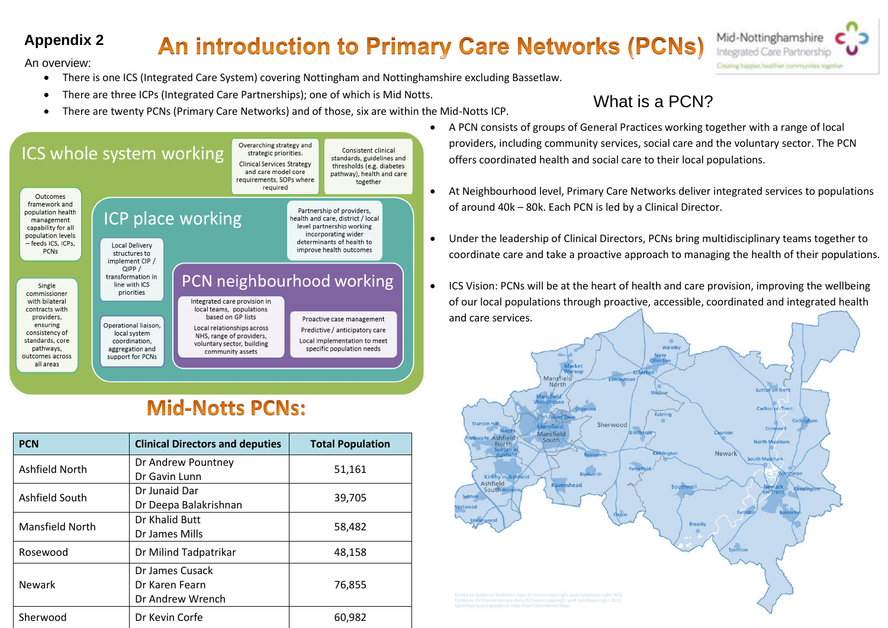**Appendix 2**

# An introduction to Primary Care Networks (PCNs)

Mid-Nottinghamshire Integrated Care Partnership
Creating happier, healthier communities together

An overview:

- There is one ICS (Integrated Care System) covering Nottingham and Nottinghamshire excluding Bassetlaw.
- There are three ICPs (Integrated Care Partnerships); one of which is Mid Notts.
- There are twenty PCNs (Primary Care Networks) and of those, six are within the Mid-Notts ICP.

ICS whole system working

- Overarching strategy and strategic priorities. Clinical Services Strategy and care model core requirements, SOPs where required
- Consistent clinical standards, guidelines and thresholds (e.g. diabetes pathway), health and care together
- Outcomes framework and population health management capability for all population levels – feeds ICS, ICPs, PCNs
- Single commissioner with bilateral contracts with providers, ensuring consistency of standards, core pathways, outcomes across all areas

ICP place working

- Partnership of providers, health and care, district / local level partnership working incorporating wider determinants of health to improve health outcomes
- Local Delivery structures to implement CIP / QIPP / transformation in line with ICS priorities
- Operational liaison, local system coordination, aggregation and support for PCNs

PCN neighbourhood working

- Integrated care provision in local teams, populations based on GP lists
- Local relationships across NHS, range of providers, voluntary sector, building community assets
- Proactive case management
- Predictive / anticipatory care
- Local implementation to meet specific population needs

## What is a PCN?

- A PCN consists of groups of General Practices working together with a range of local providers, including community services, social care and the voluntary sector. The PCN offers coordinated health and social care to their local populations.
- At Neighbourhood level, Primary Care Networks deliver integrated services to populations of around 40k – 80k. Each PCN is led by a Clinical Director.
- Under the leadership of Clinical Directors, PCNs bring multidisciplinary teams together to coordinate care and take a proactive approach to managing the health of their populations.
- ICS Vision: PCNs will be at the heart of health and care provision, improving the wellbeing of our local populations through proactive, accessible, coordinated and integrated health and care services.

## Mid-Notts PCNs:

| PCN | Clinical Directors and deputies | Total Population |
|---|---|---|
| Ashfield North | Dr Andrew Pountney<br>Dr Gavin Lunn | 51,161 |
| Ashfield South | Dr Junaid Dar<br>Dr Deepa Balakrishnan | 39,705 |
| Mansfield North | Dr Khalid Butt<br>Dr James Mills | 58,482 |
| Rosewood | Dr Milind Tadpatrikar | 48,158 |
| Newark | Dr James Cusack<br>Dr Karen Fearn<br>Dr Andrew Wrench | 76,855 |
| Sherwood | Dr Kevin Corfe | 60,982 |

Contains National Statistics data © Crown copyright and database right 2012
Contains Ordnance Survey data © Crown copyright and database right 2012
Underlying geographical data from OpenStreetMap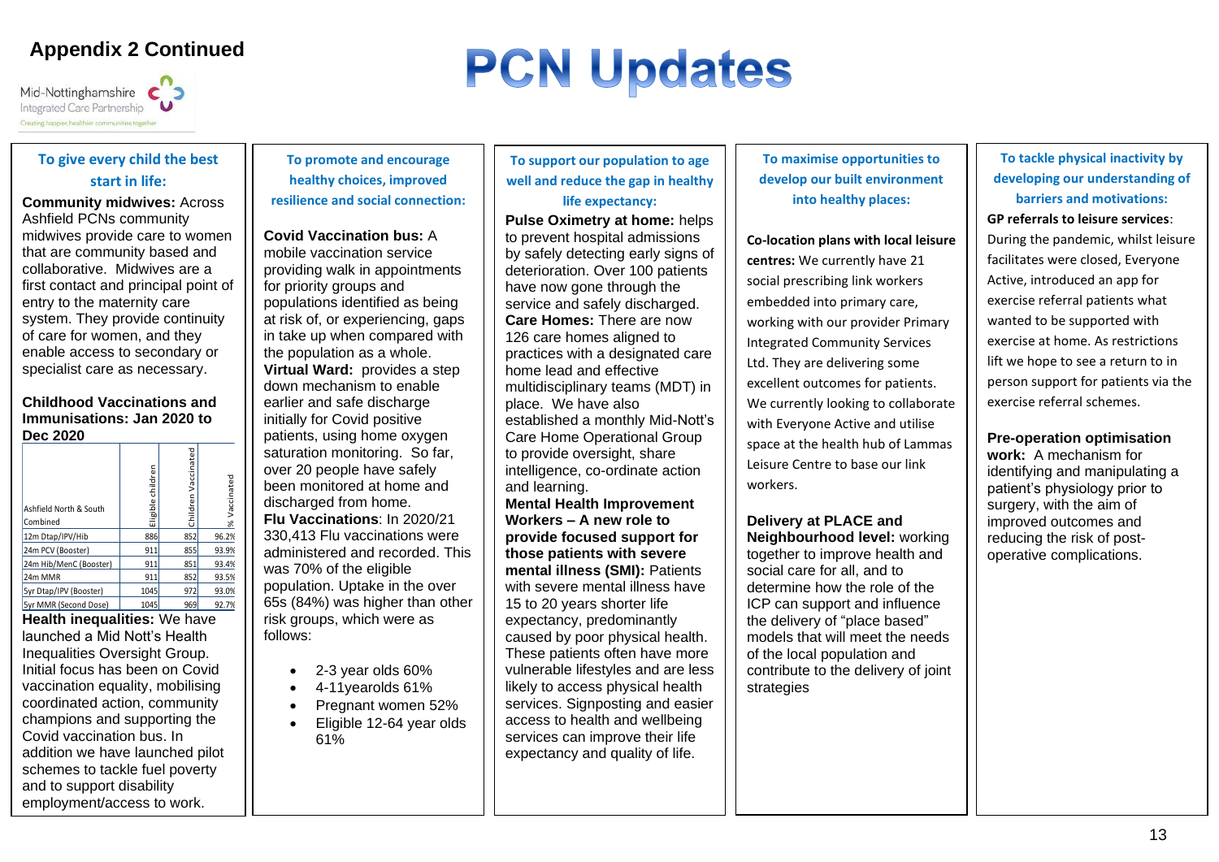**Appendix 2 Continued**

Mid-Nottinghamshire Integrated Care Partnership
Creating happier, healthier communities together

# PCN Updates

## To give every child the best start in life:

**Community midwives:** Across Ashfield PCNs community midwives provide care to women that are community based and collaborative. Midwives are a first contact and principal point of entry to the maternity care system. They provide continuity of care for women, and they enable access to secondary or specialist care as necessary.

**Childhood Vaccinations and Immunisations: Jan 2020 to Dec 2020**

| Ashfield North & South Combined | Eligible children | Children Vaccinated | % Vaccinated |
|---|---|---|---|
| 12m Dtap/IPV/Hib | 886 | 852 | 96.2% |
| 24m PCV (Booster) | 911 | 855 | 93.9% |
| 24m Hib/MenC (Booster) | 911 | 851 | 93.4% |
| 24m MMR | 911 | 852 | 93.5% |
| 5yr Dtap/IPV (Booster) | 1045 | 972 | 93.0% |
| 5yr MMR (Second Dose) | 1045 | 969 | 92.7% |

**Health inequalities:** We have launched a Mid Nott's Health Inequalities Oversight Group. Initial focus has been on Covid vaccination equality, mobilising coordinated action, community champions and supporting the Covid vaccination bus. In addition we have launched pilot schemes to tackle fuel poverty and to support disability employment/access to work.

## To promote and encourage healthy choices, improved resilience and social connection:

**Covid Vaccination bus:** A mobile vaccination service providing walk in appointments for priority groups and populations identified as being at risk of, or experiencing, gaps in take up when compared with the population as a whole.

**Virtual Ward:** provides a step down mechanism to enable earlier and safe discharge initially for Covid positive patients, using home oxygen saturation monitoring. So far, over 20 people have safely been monitored at home and discharged from home.

**Flu Vaccinations**: In 2020/21 330,413 Flu vaccinations were administered and recorded. This was 70% of the eligible population. Uptake in the over 65s (84%) was higher than other risk groups, which were as follows:

- 2-3 year olds 60%
- 4-11yearolds 61%
- Pregnant women 52%
- Eligible 12-64 year olds 61%

## To support our population to age well and reduce the gap in healthy life expectancy:

**Pulse Oximetry at home:** helps to prevent hospital admissions by safely detecting early signs of deterioration. Over 100 patients have now gone through the service and safely discharged.

**Care Homes:** There are now 126 care homes aligned to practices with a designated care home lead and effective multidisciplinary teams (MDT) in place. We have also established a monthly Mid-Nott's Care Home Operational Group to provide oversight, share intelligence, co-ordinate action and learning.

**Mental Health Improvement Workers – A new role to provide focused support for those patients with severe mental illness (SMI):** Patients with severe mental illness have 15 to 20 years shorter life expectancy, predominantly caused by poor physical health. These patients often have more vulnerable lifestyles and are less likely to access physical health services. Signposting and easier access to health and wellbeing services can improve their life expectancy and quality of life.

## To maximise opportunities to develop our built environment into healthy places:

**Co-location plans with local leisure centres:** We currently have 21 social prescribing link workers embedded into primary care, working with our provider Primary Integrated Community Services Ltd. They are delivering some excellent outcomes for patients. We currently looking to collaborate with Everyone Active and utilise space at the health hub of Lammas Leisure Centre to base our link workers.

**Delivery at PLACE and Neighbourhood level:** working together to improve health and social care for all, and to determine how the role of the ICP can support and influence the delivery of "place based" models that will meet the needs of the local population and contribute to the delivery of joint strategies

## To tackle physical inactivity by developing our understanding of barriers and motivations:

**GP referrals to leisure services**: During the pandemic, whilst leisure facilitates were closed, Everyone Active, introduced an app for exercise referral patients what wanted to be supported with exercise at home. As restrictions lift we hope to see a return to in person support for patients via the exercise referral schemes.

**Pre-operation optimisation work:** A mechanism for identifying and manipulating a patient's physiology prior to surgery, with the aim of improved outcomes and reducing the risk of post-operative complications.